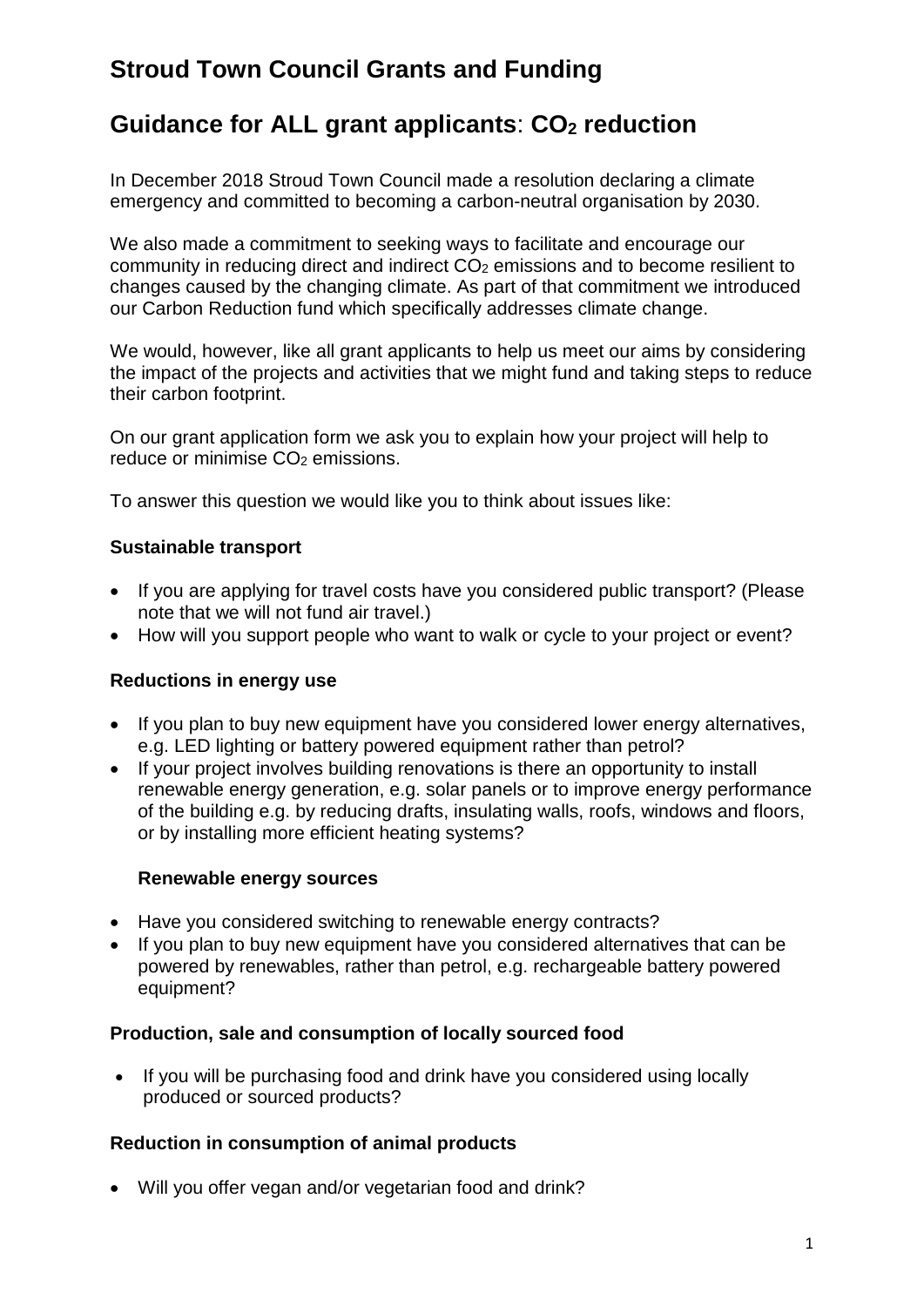# Stroud Town Council Grants and Funding

## Guidance for ALL grant applicants: $CO_2$ reduction

In December 2018 Stroud Town Council made a resolution declaring a climate emergency and committed to becoming a carbon-neutral organisation by 2030.

We also made a commitment to seeking ways to facilitate and encourage our community in reducing direct and indirect $CO_2$ emissions and to become resilient to changes caused by the changing climate. As part of that commitment we introduced our Carbon Reduction fund which specifically addresses climate change.

We would, however, like all grant applicants to help us meet our aims by considering the impact of the projects and activities that we might fund and taking steps to reduce their carbon footprint.

On our grant application form we ask you to explain how your project will help to reduce or minimise $CO_2$ emissions.

To answer this question we would like you to think about issues like:

**Sustainable transport**

- If you are applying for travel costs have you considered public transport? (Please note that we will not fund air travel.)
- How will you support people who want to walk or cycle to your project or event?

**Reductions in energy use**

- If you plan to buy new equipment have you considered lower energy alternatives, e.g. LED lighting or battery powered equipment rather than petrol?
- If your project involves building renovations is there an opportunity to install renewable energy generation, e.g. solar panels or to improve energy performance of the building e.g. by reducing drafts, insulating walls, roofs, windows and floors, or by installing more efficient heating systems?

**Renewable energy sources**

- Have you considered switching to renewable energy contracts?
- If you plan to buy new equipment have you considered alternatives that can be powered by renewables, rather than petrol, e.g. rechargeable battery powered equipment?

**Production, sale and consumption of locally sourced food**

- If you will be purchasing food and drink have you considered using locally produced or sourced products?

**Reduction in consumption of animal products**

- Will you offer vegan and/or vegetarian food and drink?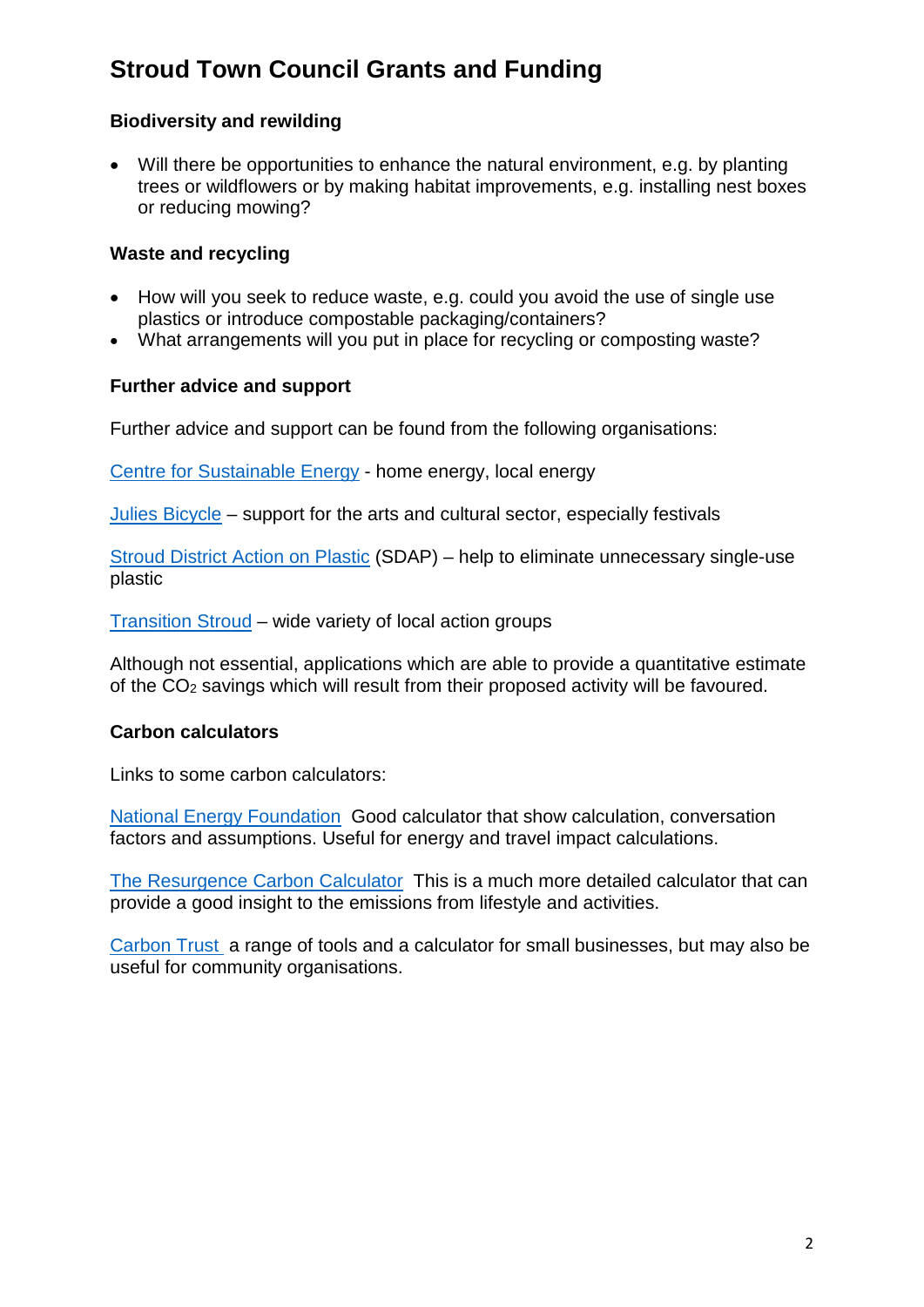# Stroud Town Council Grants and Funding

### Biodiversity and rewilding

- Will there be opportunities to enhance the natural environment, e.g. by planting trees or wildflowers or by making habitat improvements, e.g. installing nest boxes or reducing mowing?

### Waste and recycling

- How will you seek to reduce waste, e.g. could you avoid the use of single use plastics or introduce compostable packaging/containers?
- What arrangements will you put in place for recycling or composting waste?

### Further advice and support

Further advice and support can be found from the following organisations:

Centre for Sustainable Energy - home energy, local energy

Julies Bicycle – support for the arts and cultural sector, especially festivals

Stroud District Action on Plastic (SDAP) – help to eliminate unnecessary single-use plastic

Transition Stroud – wide variety of local action groups

Although not essential, applications which are able to provide a quantitative estimate of the $CO_2$ savings which will result from their proposed activity will be favoured.

### Carbon calculators

Links to some carbon calculators:

National Energy Foundation Good calculator that show calculation, conversation factors and assumptions. Useful for energy and travel impact calculations.

The Resurgence Carbon Calculator This is a much more detailed calculator that can provide a good insight to the emissions from lifestyle and activities.

Carbon Trust a range of tools and a calculator for small businesses, but may also be useful for community organisations.